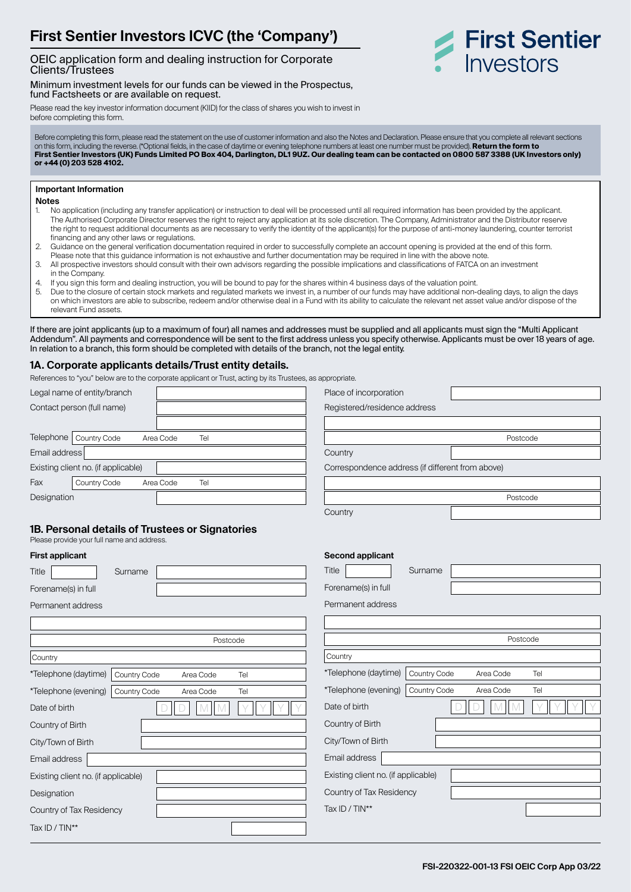# First Sentier Investors ICVC (the 'Company')

First Sentier Investors

## OEIC application form and dealing instruction for Corporate Clients/Trustees

Minimum investment levels for our funds can be viewed in the Prospectus, fund Factsheets or are available on request.

Please read the key investor information document (KIID) for the class of shares you wish to invest in before completing this form.

Before completing this form, please read the statement on the use of customer information and also the Notes and Declaration. Please ensure that you complete all relevant sections on this form, including the reverse. (*Optional fields, in the case of daytime or evening telephone numbers at least one number must be provided). **Return the form to First Sentier Investors (UK) Funds Limited PO Box 404, Darlington, DL1 9UZ. Our dealing team can be contacted on 0800 587 3388 (UK Investors only) or +44 (0) 203 528 4102.**

**Important Information**

**Notes**

1. No application (including any transfer application) or instruction to deal will be processed until all required information has been provided by the applicant. The Authorised Corporate Director reserves the right to reject any application at its sole discretion. The Company, Administrator and the Distributor reserve the right to request additional documents as are necessary to verify the identity of the applicant(s) for the purpose of anti-money laundering, counter terrorist financing and any other laws or regulations.
2. Guidance on the general verification documentation required in order to successfully complete an account opening is provided at the end of this form. Please note that this guidance information is not exhaustive and further documentation may be required in line with the above note.
3. All prospective investors should consult with their own advisors regarding the possible implications and classifications of FATCA on an investment in the Company.
4. If you sign this form and dealing instruction, you will be bound to pay for the shares within 4 business days of the valuation point.
5. Due to the closure of certain stock markets and regulated markets we invest in, a number of our funds may have additional non-dealing days, to align the days on which investors are able to subscribe, redeem and/or otherwise deal in a Fund with its ability to calculate the relevant net asset value and/or dispose of the relevant Fund assets.

If there are joint applicants (up to a maximum of four) all names and addresses must be supplied and all applicants must sign the "Multi Applicant Addendum". All payments and correspondence will be sent to the first address unless you specify otherwise. Applicants must be over 18 years of age. In relation to a branch, this form should be completed with details of the branch, not the legal entity.

## 1A. Corporate applicants details/Trust entity details.

References to "you" below are to the corporate applicant or Trust, acting by its Trustees, as appropriate.

Legal name of entity/branch

Contact person (full name)

Telephone Country Code Area Code Tel

Email address

Existing client no. (if applicable)

Fax Country Code Area Code Tel

Designation

Place of incorporation

Registered/residence address

Postcode

Country

Correspondence address (if different from above)

Postcode

Country

## 1B. Personal details of Trustees or Signatories

Please provide your full name and address.

**First applicant**

Title Surname

Forename(s) in full

Permanent address

Postcode

Country

*Telephone (daytime) Country Code Area Code Tel

*Telephone (evening) Country Code Area Code Tel

Date of birth D D M M Y Y Y Y

Country of Birth

City/Town of Birth

Email address

Existing client no. (if applicable)

Designation

Country of Tax Residency

Tax ID / TIN**

**Second applicant**

Title Surname

Forename(s) in full

Permanent address

Postcode

Country

*Telephone (daytime) Country Code Area Code Tel

*Telephone (evening) Country Code Area Code Tel

Date of birth D D M M Y Y Y Y

Country of Birth

City/Town of Birth

Email address

Existing client no. (if applicable)

Country of Tax Residency

Tax ID / TIN**

FSI-220322-001-13 FSI OEIC Corp App 03/22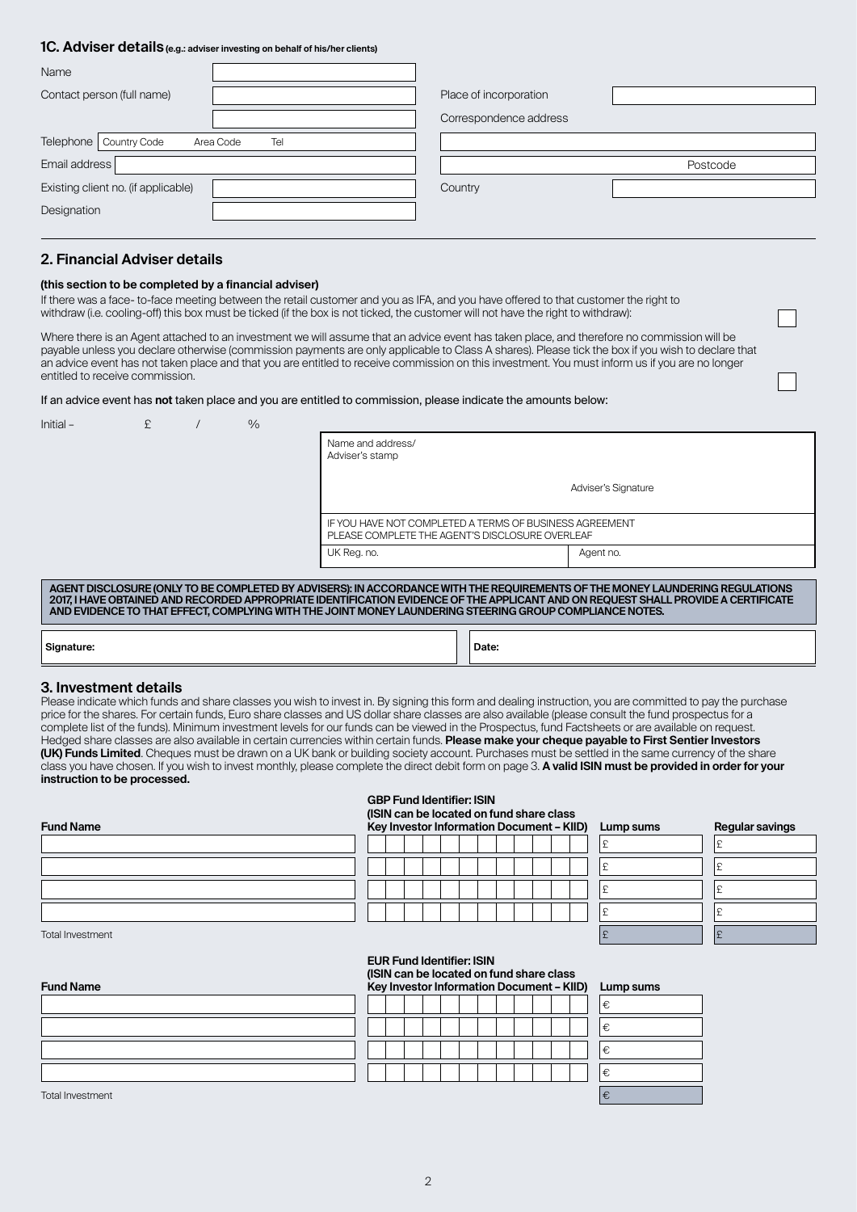## 1C. Adviser details (e.g.: adviser investing on behalf of his/her clients)

| | | | |
|---|---|---|---|
| Name | | | |
| Contact person (full name) | | Place of incorporation | |
| | | Correspondence address | |
| Telephone Country Code Area Code Tel | | | |
| Email address | | Postcode | |
| Existing client no. (if applicable) | | Country | |
| Designation | | | |

## 2. Financial Adviser details

**(this section to be completed by a financial adviser)**

If there was a face- to-face meeting between the retail customer and you as IFA, and you have offered to that customer the right to withdraw (i.e. cooling-off) this box must be ticked (if the box is not ticked, the customer will not have the right to withdraw): ☐

Where there is an Agent attached to an investment we will assume that an advice event has taken place, and therefore no commission will be payable unless you declare otherwise (commission payments are only applicable to Class A shares). Please tick the box if you wish to declare that an advice event has not taken place and that you are entitled to receive commission on this investment. You must inform us if you are no longer entitled to receive commission. ☐

If an advice event has **not** taken place and you are entitled to commission, please indicate the amounts below:

Initial – £ / %

| | |
|---|---|
| Name and address/ Adviser's stamp<br><br>Adviser's Signature | |
| IF YOU HAVE NOT COMPLETED A TERMS OF BUSINESS AGREEMENT PLEASE COMPLETE THE AGENT'S DISCLOSURE OVERLEAF | |
| UK Reg. no. | Agent no. |

**AGENT DISCLOSURE (ONLY TO BE COMPLETED BY ADVISERS): IN ACCORDANCE WITH THE REQUIREMENTS OF THE MONEY LAUNDERING REGULATIONS 2017, I HAVE OBTAINED AND RECORDED APPROPRIATE IDENTIFICATION EVIDENCE OF THE APPLICANT AND ON REQUEST SHALL PROVIDE A CERTIFICATE AND EVIDENCE TO THAT EFFECT, COMPLYING WITH THE JOINT MONEY LAUNDERING STEERING GROUP COMPLIANCE NOTES.**

| **Signature:** | **Date:** |
|---|---|

## 3. Investment details

Please indicate which funds and share classes you wish to invest in. By signing this form and dealing instruction, you are committed to pay the purchase price for the shares. For certain funds, Euro share classes and US dollar share classes are also available (please consult the fund prospectus for a complete list of the funds). Minimum investment levels for our funds can be viewed in the Prospectus, fund Factsheets or are available on request. Hedged share classes are also available in certain currencies within certain funds. **Please make your cheque payable to First Sentier Investors (UK) Funds Limited**. Cheques must be drawn on a UK bank or building society account. Purchases must be settled in the same currency of the share class you have chosen. If you wish to invest monthly, please complete the direct debit form on page 3. **A valid ISIN must be provided in order for your instruction to be processed.**

| **Fund Name** | **GBP Fund Identifier: ISIN (ISIN can be located on fund share class Key Investor Information Document – KIID)** | **Lump sums** | **Regular savings** |
|---|---|---|---|
| | | £ | £ |
| | | £ | £ |
| | | £ | £ |
| | | £ | £ |
| Total Investment | | £ | £ |

| **Fund Name** | **EUR Fund Identifier: ISIN (ISIN can be located on fund share class Key Investor Information Document – KIID)** | **Lump sums** |
|---|---|---|
| | | € |
| | | € |
| | | € |
| | | € |
| Total Investment | | € |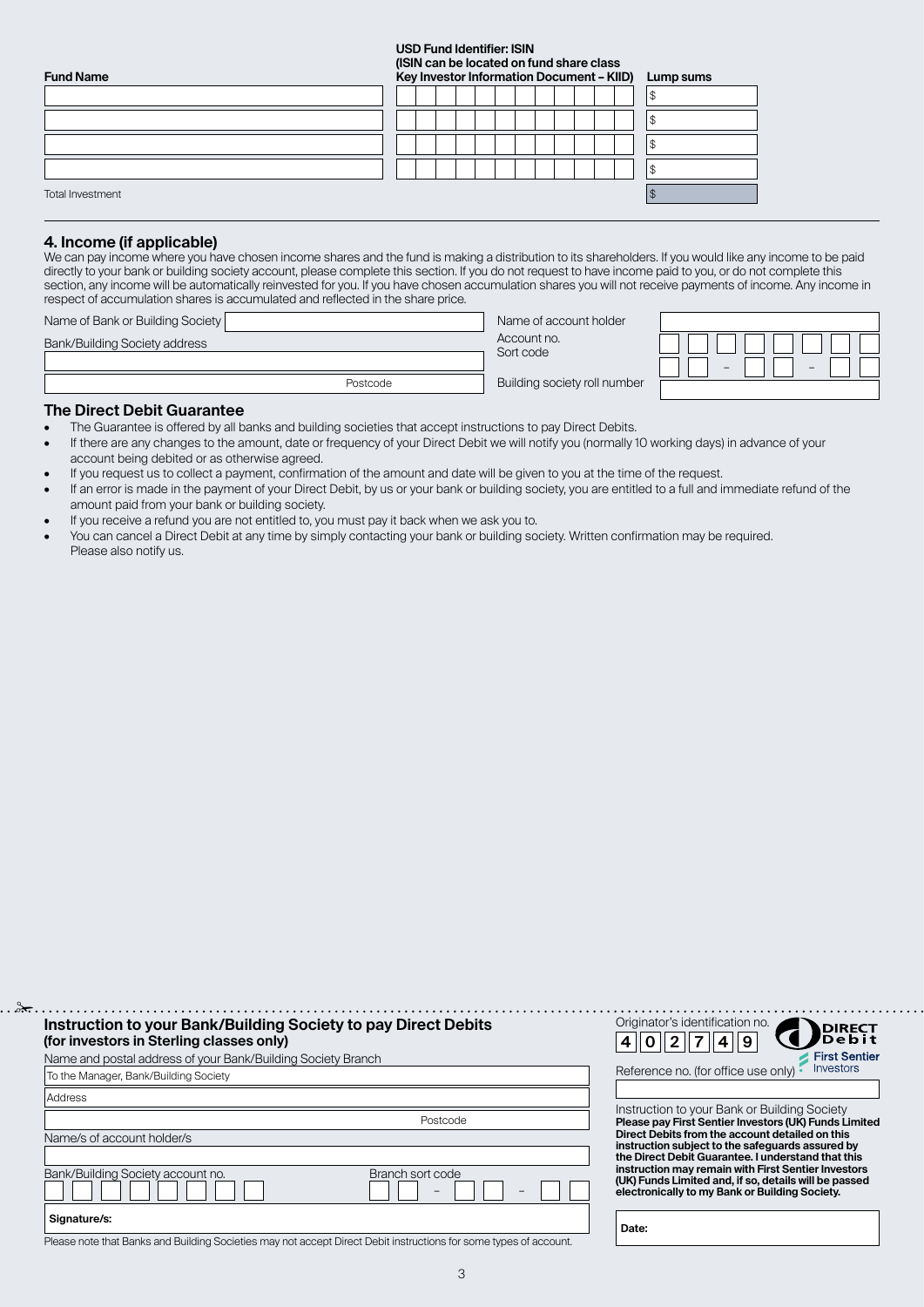| Fund Name | USD Fund Identifier: ISIN (ISIN can be located on fund share class Key Investor Information Document – KIID) | Lump sums |
|---|---|---|
| | | $ |
| | | $ |
| | | $ |
| | | $ |
| Total Investment | | $ |

## 4. Income (if applicable)

We can pay income where you have chosen income shares and the fund is making a distribution to its shareholders. If you would like any income to be paid directly to your bank or building society account, please complete this section. If you do not request to have income paid to you, or do not complete this section, any income will be automatically reinvested for you. If you have chosen accumulation shares you will not receive payments of income. Any income in respect of accumulation shares is accumulated and reflected in the share price.

Name of Bank or Building Society

Bank/Building Society address

Postcode

Name of account holder

Account no.

Sort code – –

Building society roll number

### The Direct Debit Guarantee

- The Guarantee is offered by all banks and building societies that accept instructions to pay Direct Debits.
- If there are any changes to the amount, date or frequency of your Direct Debit we will notify you (normally 10 working days) in advance of your account being debited or as otherwise agreed.
- If you request us to collect a payment, confirmation of the amount and date will be given to you at the time of the request.
- If an error is made in the payment of your Direct Debit, by us or your bank or building society, you are entitled to a full and immediate refund of the amount paid from your bank or building society.
- If you receive a refund you are not entitled to, you must pay it back when we ask you to.
- You can cancel a Direct Debit at any time by simply contacting your bank or building society. Written confirmation may be required. Please also notify us.

### Instruction to your Bank/Building Society to pay Direct Debits (for investors in Sterling classes only)

Originator's identification no. 4 0 2 7 4 9

DIRECT Debit

First Sentier Investors

Name and postal address of your Bank/Building Society Branch

To the Manager, Bank/Building Society

Address

Postcode

Name/s of account holder/s

Bank/Building Society account no.

Branch sort code – –

Signature/s:

Please note that Banks and Building Societies may not accept Direct Debit instructions for some types of account.

Reference no. (for office use only)

Instruction to your Bank or Building Society

**Please pay First Sentier Investors (UK) Funds Limited Direct Debits from the account detailed on this instruction subject to the safeguards assured by the Direct Debit Guarantee. I understand that this instruction may remain with First Sentier Investors (UK) Funds Limited and, if so, details will be passed electronically to my Bank or Building Society.**

**Date:**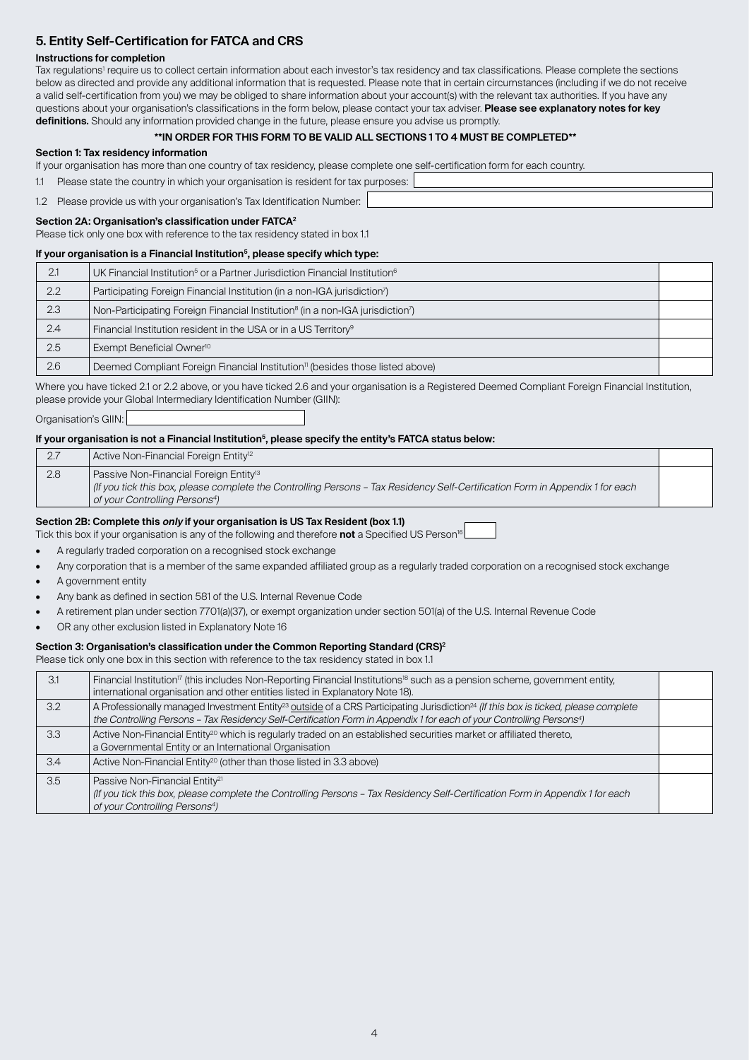## 5. Entity Self-Certification for FATCA and CRS

### Instructions for completion

Tax regulations[1] require us to collect certain information about each investor's tax residency and tax classifications. Please complete the sections below as directed and provide any additional information that is requested. Please note that in certain circumstances (including if we do not receive a valid self-certification from you) we may be obliged to share information about your account(s) with the relevant tax authorities. If you have any questions about your organisation's classifications in the form below, please contact your tax adviser. **Please see explanatory notes for key definitions.** Should any information provided change in the future, please ensure you advise us promptly.

**\*\*IN ORDER FOR THIS FORM TO BE VALID ALL SECTIONS 1 TO 4 MUST BE COMPLETED\*\***

### Section 1: Tax residency information

If your organisation has more than one country of tax residency, please complete one self-certification form for each country.

1.1 Please state the country in which your organisation is resident for tax purposes:

1.2 Please provide us with your organisation's Tax Identification Number:

### Section 2A: Organisation's classification under FATCA[2]

Please tick only one box with reference to the tax residency stated in box 1.1

**If your organisation is a Financial Institution[5], please specify which type:**

| | | |
|---|---|---|
| 2.1 | UK Financial Institution[5] or a Partner Jurisdiction Financial Institution[6] | |
| 2.2 | Participating Foreign Financial Institution (in a non-IGA jurisdiction[7]) | |
| 2.3 | Non-Participating Foreign Financial Institution[8] (in a non-IGA jurisdiction[7]) | |
| 2.4 | Financial Institution resident in the USA or in a US Territory[9] | |
| 2.5 | Exempt Beneficial Owner[10] | |
| 2.6 | Deemed Compliant Foreign Financial Institution[11] (besides those listed above) | |

Where you have ticked 2.1 or 2.2 above, or you have ticked 2.6 and your organisation is a Registered Deemed Compliant Foreign Financial Institution, please provide your Global Intermediary Identification Number (GIIN):

Organisation's GIIN:

**If your organisation is not a Financial Institution[5], please specify the entity's FATCA status below:**

| | | |
|---|---|---|
| 2.7 | Active Non-Financial Foreign Entity[12] | |
| 2.8 | Passive Non-Financial Foreign Entity[13] *(If you tick this box, please complete the Controlling Persons – Tax Residency Self-Certification Form in Appendix 1 for each of your Controlling Persons[4])* | |

### Section 2B: Complete this *only* if your organisation is US Tax Resident (box 1.1)

Tick this box if your organisation is any of the following and therefore **not** a Specified US Person[16]

- A regularly traded corporation on a recognised stock exchange
- Any corporation that is a member of the same expanded affiliated group as a regularly traded corporation on a recognised stock exchange
- A government entity
- Any bank as defined in section 581 of the U.S. Internal Revenue Code
- A retirement plan under section 7701(a)(37), or exempt organization under section 501(a) of the U.S. Internal Revenue Code
- OR any other exclusion listed in Explanatory Note 16

### Section 3: Organisation's classification under the Common Reporting Standard (CRS)[2]

Please tick only one box in this section with reference to the tax residency stated in box 1.1

| | | |
|---|---|---|
| 3.1 | Financial Institution[17] (this includes Non-Reporting Financial Institutions[18] such as a pension scheme, government entity, international organisation and other entities listed in Explanatory Note 18). | |
| 3.2 | A Professionally managed Investment Entity[23] <u>outside</u> of a CRS Participating Jurisdiction[24] *(If this box is ticked, please complete the Controlling Persons – Tax Residency Self-Certification Form in Appendix 1 for each of your Controlling Persons[4])* | |
| 3.3 | Active Non-Financial Entity[20] which is regularly traded on an established securities market or affiliated thereto, a Governmental Entity or an International Organisation | |
| 3.4 | Active Non-Financial Entity[20] (other than those listed in 3.3 above) | |
| 3.5 | Passive Non-Financial Entity[21] *(If you tick this box, please complete the Controlling Persons – Tax Residency Self-Certification Form in Appendix 1 for each of your Controlling Persons[4])* | |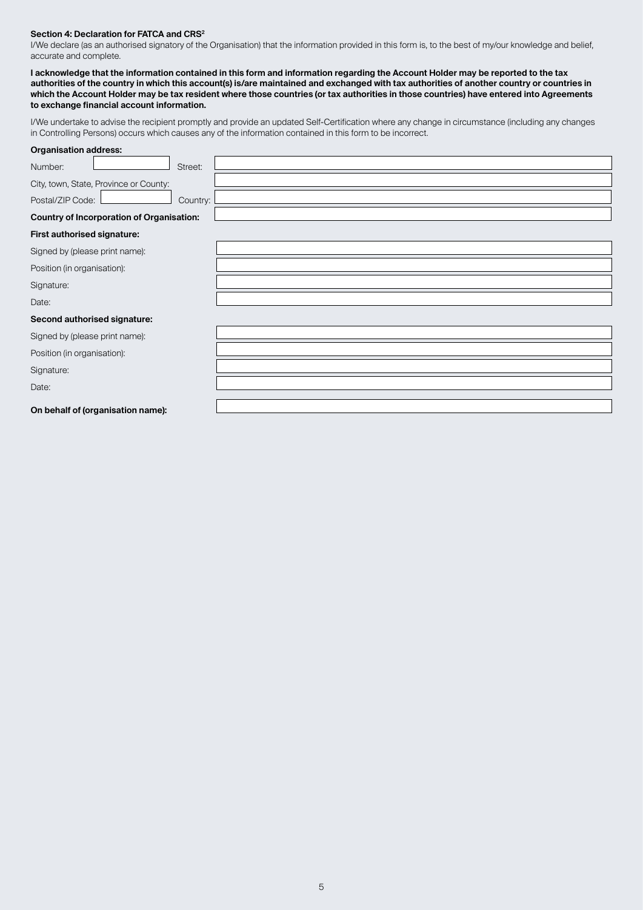**Section 4: Declaration for FATCA and CRS**[2]

I/We declare (as an authorised signatory of the Organisation) that the information provided in this form is, to the best of my/our knowledge and belief, accurate and complete.

**I acknowledge that the information contained in this form and information regarding the Account Holder may be reported to the tax authorities of the country in which this account(s) is/are maintained and exchanged with tax authorities of another country or countries in which the Account Holder may be tax resident where those countries (or tax authorities in those countries) have entered into Agreements to exchange financial account information.**

I/We undertake to advise the recipient promptly and provide an updated Self-Certification where any change in circumstance (including any changes in Controlling Persons) occurs which causes any of the information contained in this form to be incorrect.

**Organisation address:**

Number: ______ Street: ______

City, town, State, Province or County: ______

Postal/ZIP Code: ______ Country: ______

**Country of Incorporation of Organisation:** ______

**First authorised signature:**

Signed by (please print name): ______

Position (in organisation): ______

Signature: ______

Date: ______

**Second authorised signature:**

Signed by (please print name): ______

Position (in organisation): ______

Signature: ______

Date: ______

**On behalf of (organisation name):** ______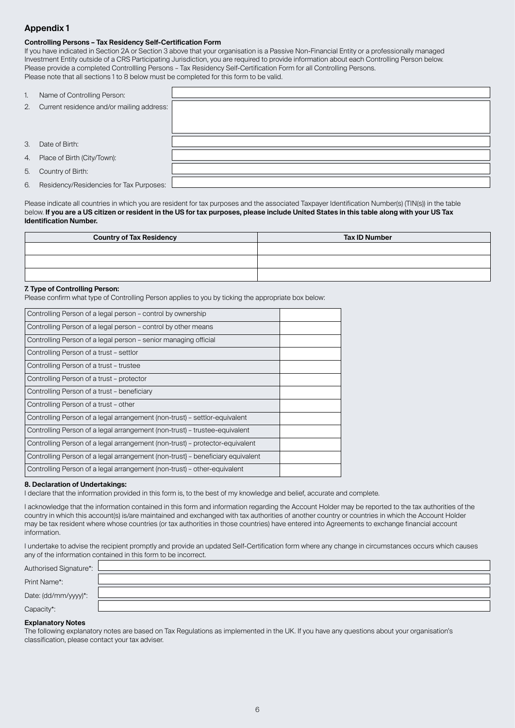## Appendix 1

**Controlling Persons – Tax Residency Self-Certification Form**

If you have indicated in Section 2A or Section 3 above that your organisation is a Passive Non-Financial Entity or a professionally managed Investment Entity outside of a CRS Participating Jurisdiction, you are required to provide information about each Controlling Person below. Please provide a completed Controllling Persons – Tax Residency Self-Certification Form for all Controlling Persons.
Please note that all sections 1 to 8 below must be completed for this form to be valid.

1. Name of Controlling Person:
2. Current residence and/or mailing address:
3. Date of Birth:
4. Place of Birth (City/Town):
5. Country of Birth:
6. Residency/Residencies for Tax Purposes:

Please indicate all countries in which you are resident for tax purposes and the associated Taxpayer Identification Number(s) (TIN(s)) in the table below. **If you are a US citizen or resident in the US for tax purposes, please include United States in this table along with your US Tax Identification Number.**

| Country of Tax Residency | Tax ID Number |
|---|---|
| | |
| | |
| | |

**7. Type of Controlling Person:**
Please confirm what type of Controlling Person applies to you by ticking the appropriate box below:

| | |
|---|---|
| Controlling Person of a legal person – control by ownership | |
| Controlling Person of a legal person – control by other means | |
| Controlling Person of a legal person – senior managing official | |
| Controlling Person of a trust – settlor | |
| Controlling Person of a trust – trustee | |
| Controlling Person of a trust – protector | |
| Controlling Person of a trust – beneficiary | |
| Controlling Person of a trust – other | |
| Controlling Person of a legal arrangement (non-trust) – settlor-equivalent | |
| Controlling Person of a legal arrangement (non-trust) – trustee-equivalent | |
| Controlling Person of a legal arrangement (non-trust) – protector-equivalent | |
| Controlling Person of a legal arrangement (non-trust} – beneficiary equivalent | |
| Controlling Person of a legal arrangement (non-trust) – other-equivalent | |

**8. Declaration of Undertakings:**
I declare that the information provided in this form is, to the best of my knowledge and belief, accurate and complete.

I acknowledge that the information contained in this form and information regarding the Account Holder may be reported to the tax authorities of the country in which this account(s) is/are maintained and exchanged with tax authorities of another country or countries in which the Account Holder may be tax resident where whose countries (or tax authorities in those countries) have entered into Agreements to exchange financial account information.

I undertake to advise the recipient promptly and provide an updated Self-Certification form where any change in circumstances occurs which causes any of the information contained in this form to be incorrect.

Authorised Signature*:

Print Name*:

Date: (dd/mm/yyyy)*:

Capacity*:

**Explanatory Notes**
The following explanatory notes are based on Tax Regulations as implemented in the UK. If you have any questions about your organisation's classification, please contact your tax adviser.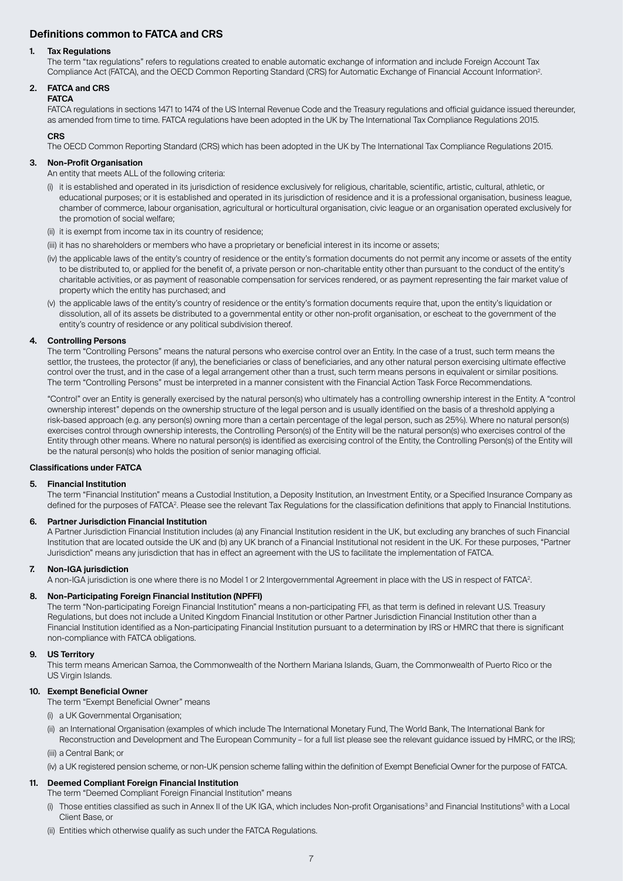## Definitions common to FATCA and CRS

**1. Tax Regulations**

The term "tax regulations" refers to regulations created to enable automatic exchange of information and include Foreign Account Tax Compliance Act (FATCA), and the OECD Common Reporting Standard (CRS) for Automatic Exchange of Financial Account Information[2].

**2. FATCA and CRS**

**FATCA**

FATCA regulations in sections 1471 to 1474 of the US Internal Revenue Code and the Treasury regulations and official guidance issued thereunder, as amended from time to time. FATCA regulations have been adopted in the UK by The International Tax Compliance Regulations 2015.

**CRS**

The OECD Common Reporting Standard (CRS) which has been adopted in the UK by The International Tax Compliance Regulations 2015.

**3. Non-Profit Organisation**

An entity that meets ALL of the following criteria:

(i) it is established and operated in its jurisdiction of residence exclusively for religious, charitable, scientific, artistic, cultural, athletic, or educational purposes; or it is established and operated in its jurisdiction of residence and it is a professional organisation, business league, chamber of commerce, labour organisation, agricultural or horticultural organisation, civic league or an organisation operated exclusively for the promotion of social welfare;

(ii) it is exempt from income tax in its country of residence;

(iii) it has no shareholders or members who have a proprietary or beneficial interest in its income or assets;

(iv) the applicable laws of the entity's country of residence or the entity's formation documents do not permit any income or assets of the entity to be distributed to, or applied for the benefit of, a private person or non-charitable entity other than pursuant to the conduct of the entity's charitable activities, or as payment of reasonable compensation for services rendered, or as payment representing the fair market value of property which the entity has purchased; and

(v) the applicable laws of the entity's country of residence or the entity's formation documents require that, upon the entity's liquidation or dissolution, all of its assets be distributed to a governmental entity or other non-profit organisation, or escheat to the government of the entity's country of residence or any political subdivision thereof.

**4. Controlling Persons**

The term "Controlling Persons" means the natural persons who exercise control over an Entity. In the case of a trust, such term means the settlor, the trustees, the protector (if any), the beneficiaries or class of beneficiaries, and any other natural person exercising ultimate effective control over the trust, and in the case of a legal arrangement other than a trust, such term means persons in equivalent or similar positions. The term "Controlling Persons" must be interpreted in a manner consistent with the Financial Action Task Force Recommendations.

"Control" over an Entity is generally exercised by the natural person(s) who ultimately has a controlling ownership interest in the Entity. A "control ownership interest" depends on the ownership structure of the legal person and is usually identified on the basis of a threshold applying a risk-based approach (e.g. any person(s) owning more than a certain percentage of the legal person, such as 25%). Where no natural person(s) exercises control through ownership interests, the Controlling Person(s) of the Entity will be the natural person(s) who exercises control of the Entity through other means. Where no natural person(s) is identified as exercising control of the Entity, the Controlling Person(s) of the Entity will be the natural person(s) who holds the position of senior managing official.

### Classifications under FATCA

**5. Financial Institution**

The term "Financial Institution" means a Custodial Institution, a Deposity Institution, an Investment Entity, or a Specified Insurance Company as defined for the purposes of FATCA[2]. Please see the relevant Tax Regulations for the classification definitions that apply to Financial Institutions.

**6. Partner Jurisdiction Financial Institution**

A Partner Jurisdiction Financial Institution includes (a) any Financial Institution resident in the UK, but excluding any branches of such Financial Institution that are located outside the UK and (b) any UK branch of a Financial Institutional not resident in the UK. For these purposes, "Partner Jurisdiction" means any jurisdiction that has in effect an agreement with the US to facilitate the implementation of FATCA.

**7. Non-IGA jurisdiction**

A non-IGA jurisdiction is one where there is no Model 1 or 2 Intergovernmental Agreement in place with the US in respect of FATCA[2].

**8. Non-Participating Foreign Financial Institution (NPFFI)**

The term "Non-participating Foreign Financial Institution" means a non-participating FFI, as that term is defined in relevant U.S. Treasury Regulations, but does not include a United Kingdom Financial Institution or other Partner Jurisdiction Financial Institution other than a Financial Institution identified as a Non-participating Financial Institution pursuant to a determination by IRS or HMRC that there is significant non-compliance with FATCA obligations.

**9. US Territory**

This term means American Samoa, the Commonwealth of the Northern Mariana Islands, Guam, the Commonwealth of Puerto Rico or the US Virgin Islands.

**10. Exempt Beneficial Owner**

The term "Exempt Beneficial Owner" means

(i) a UK Governmental Organisation;

(ii) an International Organisation (examples of which include The International Monetary Fund, The World Bank, The International Bank for Reconstruction and Development and The European Community – for a full list please see the relevant guidance issued by HMRC, or the IRS);

(iii) a Central Bank; or

(iv) a UK registered pension scheme, or non-UK pension scheme falling within the definition of Exempt Beneficial Owner for the purpose of FATCA.

**11. Deemed Compliant Foreign Financial Institution**

The term "Deemed Compliant Foreign Financial Institution" means

(i) Those entities classified as such in Annex II of the UK IGA, which includes Non-profit Organisations[3] and Financial Institutions[5] with a Local Client Base, or

(ii) Entities which otherwise qualify as such under the FATCA Regulations.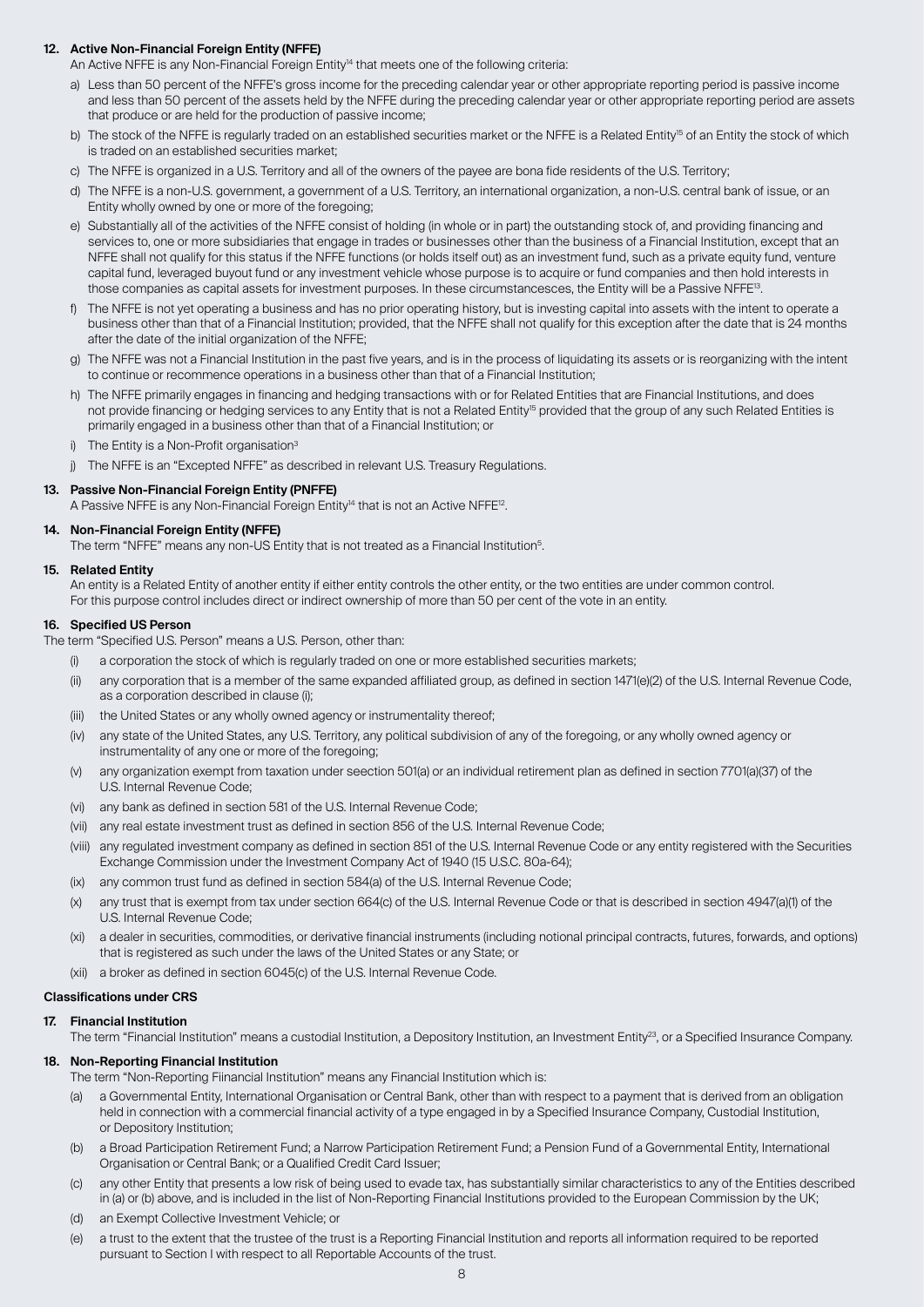### 12. Active Non-Financial Foreign Entity (NFFE)

An Active NFFE is any Non-Financial Foreign Entity[14] that meets one of the following criteria:

a) Less than 50 percent of the NFFE's gross income for the preceding calendar year or other appropriate reporting period is passive income and less than 50 percent of the assets held by the NFFE during the preceding calendar year or other appropriate reporting period are assets that produce or are held for the production of passive income;

b) The stock of the NFFE is regularly traded on an established securities market or the NFFE is a Related Entity[15] of an Entity the stock of which is traded on an established securities market;

c) The NFFE is organized in a U.S. Territory and all of the owners of the payee are bona fide residents of the U.S. Territory;

d) The NFFE is a non-U.S. government, a government of a U.S. Territory, an international organization, a non-U.S. central bank of issue, or an Entity wholly owned by one or more of the foregoing;

e) Substantially all of the activities of the NFFE consist of holding (in whole or in part) the outstanding stock of, and providing financing and services to, one or more subsidiaries that engage in trades or businesses other than the business of a Financial Institution, except that an NFFE shall not qualify for this status if the NFFE functions (or holds itself out) as an investment fund, such as a private equity fund, venture capital fund, leveraged buyout fund or any investment vehicle whose purpose is to acquire or fund companies and then hold interests in those companies as capital assets for investment purposes. In these circumstancesces, the Entity will be a Passive NFFE[13].

f) The NFFE is not yet operating a business and has no prior operating history, but is investing capital into assets with the intent to operate a business other than that of a Financial Institution; provided, that the NFFE shall not qualify for this exception after the date that is 24 months after the date of the initial organization of the NFFE;

g) The NFFE was not a Financial Institution in the past five years, and is in the process of liquidating its assets or is reorganizing with the intent to continue or recommence operations in a business other than that of a Financial Institution;

h) The NFFE primarily engages in financing and hedging transactions with or for Related Entities that are Financial Institutions, and does not provide financing or hedging services to any Entity that is not a Related Entity[15] provided that the group of any such Related Entities is primarily engaged in a business other than that of a Financial Institution; or

i) The Entity is a Non-Profit organisation[3]

j) The NFFE is an "Excepted NFFE" as described in relevant U.S. Treasury Regulations.

### 13. Passive Non-Financial Foreign Entity (PNFFE)

A Passive NFFE is any Non-Financial Foreign Entity[14] that is not an Active NFFE[12].

### 14. Non-Financial Foreign Entity (NFFE)

The term "NFFE" means any non-US Entity that is not treated as a Financial Institution[5].

### 15. Related Entity

An entity is a Related Entity of another entity if either entity controls the other entity, or the two entities are under common control. For this purpose control includes direct or indirect ownership of more than 50 per cent of the vote in an entity.

### 16. Specified US Person

The term "Specified U.S. Person" means a U.S. Person, other than:

(i) a corporation the stock of which is regularly traded on one or more established securities markets;

(ii) any corporation that is a member of the same expanded affiliated group, as defined in section 1471(e)(2) of the U.S. Internal Revenue Code, as a corporation described in clause (i);

(iii) the United States or any wholly owned agency or instrumentality thereof;

(iv) any state of the United States, any U.S. Territory, any political subdivision of any of the foregoing, or any wholly owned agency or instrumentality of any one or more of the foregoing;

(v) any organization exempt from taxation under seection 501(a) or an individual retirement plan as defined in section 7701(a)(37) of the U.S. Internal Revenue Code;

(vi) any bank as defined in section 581 of the U.S. Internal Revenue Code;

(vii) any real estate investment trust as defined in section 856 of the U.S. Internal Revenue Code;

(viii) any regulated investment company as defined in section 851 of the U.S. Internal Revenue Code or any entity registered with the Securities Exchange Commission under the Investment Company Act of 1940 (15 U.S.C. 80a-64);

(ix) any common trust fund as defined in section 584(a) of the U.S. Internal Revenue Code;

(x) any trust that is exempt from tax under section 664(c) of the U.S. Internal Revenue Code or that is described in section 4947(a)(1) of the U.S. Internal Revenue Code;

(xi) a dealer in securities, commodities, or derivative financial instruments (including notional principal contracts, futures, forwards, and options) that is registered as such under the laws of the United States or any State; or

(xii) a broker as defined in section 6045(c) of the U.S. Internal Revenue Code.

## Classifications under CRS

### 17. Financial Institution

The term "Financial Institution" means a custodial Institution, a Depository Institution, an Investment Entity[23], or a Specified Insurance Company.

### 18. Non-Reporting Financial Institution

The term "Non-Reporting Fiinancial Institution" means any Financial Institution which is:

(a) a Governmental Entity, International Organisation or Central Bank, other than with respect to a payment that is derived from an obligation held in connection with a commercial financial activity of a type engaged in by a Specified Insurance Company, Custodial Institution, or Depository Institution;

(b) a Broad Participation Retirement Fund; a Narrow Participation Retirement Fund; a Pension Fund of a Governmental Entity, International Organisation or Central Bank; or a Qualified Credit Card Issuer;

(c) any other Entity that presents a low risk of being used to evade tax, has substantially similar characteristics to any of the Entities described in (a) or (b) above, and is included in the list of Non-Reporting Financial Institutions provided to the European Commission by the UK;

(d) an Exempt Collective Investment Vehicle; or

(e) a trust to the extent that the trustee of the trust is a Reporting Financial Institution and reports all information required to be reported pursuant to Section I with respect to all Reportable Accounts of the trust.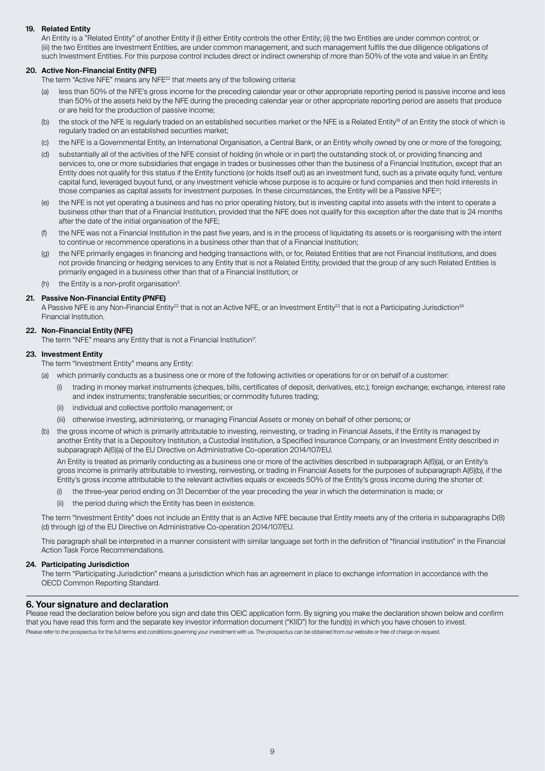**19. Related Entity**

An Entity is a "Related Entity" of another Entity if (i) either Entity controls the other Entity; (ii) the two Entities are under common control; or (iii) the two Entities are Investment Entities, are under common management, and such management fulfils the due diligence obligations of such Investment Entities. For this purpose control includes direct or indirect ownership of more than 50% of the vote and value in an Entity.

**20. Active Non-Financial Entity (NFE)**

The term "Active NFE" means any NFE[22] that meets any of the following criteria:

(a) less than 50% of the NFE's gross income for the preceding calendar year or other appropriate reporting period is passive income and less than 50% of the assets held by the NFE during the preceding calendar year or other appropriate reporting period are assets that produce or are held for the production of passive income;

(b) the stock of the NFE is regularly traded on an established securities market or the NFE is a Related Entity[19] of an Entity the stock of which is regularly traded on an established securities market;

(c) the NFE is a Governmental Entity, an International Organisation, a Central Bank, or an Entity wholly owned by one or more of the foregoing;

(d) substantially all of the activities of the NFE consist of holding (in whole or in part) the outstanding stock of, or providing financing and services to, one or more of subsidiaries that engage in trades or businesses other than the business of a Financial Institution, except that an Entity does not qualify for this status if the Entity functions (or holds itself out) as an investment fund, such as a private equity fund, venture capital fund, leveraged buyout fund, or any investment vehicle whose purpose is to acquire or fund companies and then hold interests in those companies as capital assets for investment purposes. In these circumstances, the Entity will be a Passive NFE[21];

(e) the NFE is not yet operating a business and has no prior operating history, but is investing capital into assets with the intent to operate a business other than that of a Financial Institution, provided that the NFE does not qualify for this exception after the date that is 24 months after the date of the initial organisation of the NFE;

(f) the NFE was not a Financial Institution in the past five years, and is in the process of liquidating its assets or is reorganising with the intent to continue or recommence operations in a business other than that of a Financial Institution;

(g) the NFE primarily engages in financing and hedging transactions with, or for, Related Entities that are not Financial Institutions, and does not provide financing or hedging services to any Entity that is not a Related Entity, provided that the group of any such Related Entities is primarily engaged in a business other than that of a Financial Institution; or

(h) the Entity is a non-profit organisation[3].

**21. Passive Non-Financial Entity (PNFE)**

A Passive NFE is any Non-Financial Entity[22] that is not an Active NFE, or an Investment Entity[23] that is not a Participating Jurisdiction[24] Financial Institution.

**22. Non-Financial Entity (NFE)**

The term "NFE" means any Entity that is not a Financial Institution[17].

**23. Investment Entity**

The term "Investment Entity" means any Entity:

(a) which primarily conducts as a business one or more of the following activities or operations for or on behalf of a customer:

   (i) trading in money market instruments (cheques, bills, certificates of deposit, derivatives, etc.); foreign exchange; exchange, interest rate and index instruments; transferable securities; or commodity futures trading;

   (ii) individual and collective portfolio management; or

   (iii) otherwise investing, administering, or managing Financial Assets or money on behalf of other persons; or

(b) the gross income of which is primarily attributable to investing, reinvesting, or trading in Financial Assets, if the Entity is managed by another Entity that is a Depository Institution, a Custodial Institution, a Specified Insurance Company, or an Investment Entity described in subparagraph A(6)(a) of the EU Directive on Administrative Co-operation 2014/107/EU.

An Entity is treated as primarily conducting as a business one or more of the activities described in subparagraph A(6)(a), or an Entity's gross income is primarily attributable to investing, reinvesting, or trading in Financial Assets for the purposes of subparagraph A(6)(b), if the Entity's gross income attributable to the relevant activities equals or exceeds 50% of the Entity's gross income during the shorter of:

   (i) the three-year period ending on 31 December of the year preceding the year in which the determination is made; or

   (ii) the period during which the Entity has been in existence.

The term "Investment Entity" does not include an Entity that is an Active NFE because that Entity meets any of the criteria in subparagraphs D(8)(d) through (g) of the EU Directive on Administrative Co-operation 2014/107/EU.

This paragraph shall be interpreted in a manner consistent with similar language set forth in the definition of "financial institution" in the Financial Action Task Force Recommendations.

**24. Participating Jurisdiction**

The term "Participating Jurisdiction" means a jurisdiction which has an agreement in place to exchange information in accordance with the OECD Common Reporting Standard.

## 6. Your signature and declaration

Please read the declaration below before you sign and date this OEIC application form. By signing you make the declaration shown below and confirm that you have read this form and the separate key investor information document ("KIID") for the fund(s) in which you have chosen to invest.

Please refer to the prospectus for the full terms and conditions governing your investment with us. The prospectus can be obtained from our website or free of charge on request.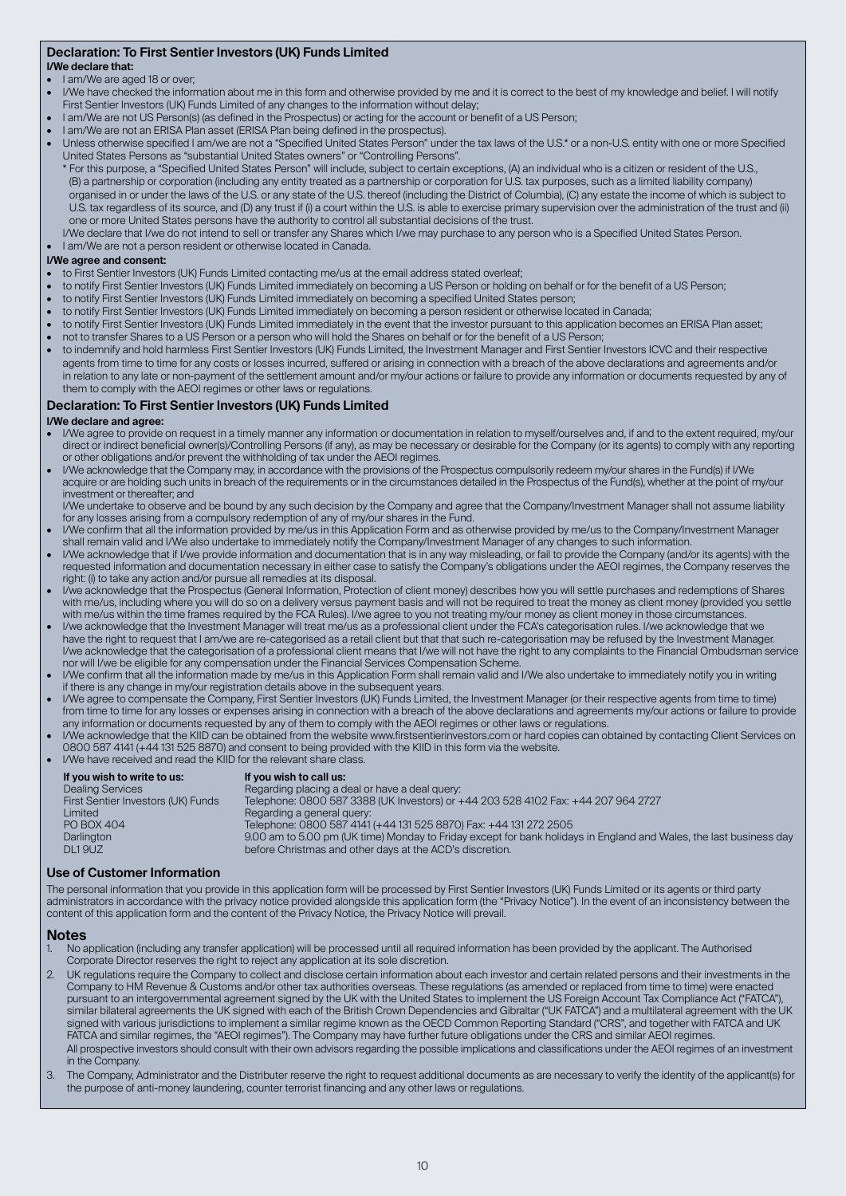## Declaration: To First Sentier Investors (UK) Funds Limited

**I/We declare that:**

- I am/We are aged 18 or over;
- I/We have checked the information about me in this form and otherwise provided by me and it is correct to the best of my knowledge and belief. I will notify First Sentier Investors (UK) Funds Limited of any changes to the information without delay;
- I am/We are not US Person(s) (as defined in the Prospectus) or acting for the account or benefit of a US Person;
- I am/We are not an ERISA Plan asset (ERISA Plan being defined in the prospectus).
- Unless otherwise specified I am/we are not a "Specified United States Person" under the tax laws of the U.S.* or a non-U.S. entity with one or more Specified United States Persons as "substantial United States owners" or "Controlling Persons".

  \* For this purpose, a "Specified United States Person" will include, subject to certain exceptions, (A) an individual who is a citizen or resident of the U.S., (B) a partnership or corporation (including any entity treated as a partnership or corporation for U.S. tax purposes, such as a limited liability company) organised in or under the laws of the U.S. or any state of the U.S. thereof (including the District of Columbia), (C) any estate the income of which is subject to U.S. tax regardless of its source, and (D) any trust if (i) a court within the U.S. is able to exercise primary supervision over the administration of the trust and (ii) one or more United States persons have the authority to control all substantial decisions of the trust.

  I/We declare that I/we do not intend to sell or transfer any Shares which I/we may purchase to any person who is a Specified United States Person.
- I am/We are not a person resident or otherwise located in Canada.

**I/We agree and consent:**

- to First Sentier Investors (UK) Funds Limited contacting me/us at the email address stated overleaf;
- to notify First Sentier Investors (UK) Funds Limited immediately on becoming a US Person or holding on behalf or for the benefit of a US Person;
- to notify First Sentier Investors (UK) Funds Limited immediately on becoming a specified United States person;
- to notify First Sentier Investors (UK) Funds Limited immediately on becoming a person resident or otherwise located in Canada;
- to notify First Sentier Investors (UK) Funds Limited immediately in the event that the investor pursuant to this application becomes an ERISA Plan asset;
- not to transfer Shares to a US Person or a person who will hold the Shares on behalf or for the benefit of a US Person;
- to indemnify and hold harmless First Sentier Investors (UK) Funds Limited, the Investment Manager and First Sentier Investors ICVC and their respective agents from time to time for any costs or losses incurred, suffered or arising in connection with a breach of the above declarations and agreements and/or in relation to any late or non-payment of the settlement amount and/or my/our actions or failure to provide any information or documents requested by any of them to comply with the AEOI regimes or other laws or regulations.

## Declaration: To First Sentier Investors (UK) Funds Limited

**I/We declare and agree:**

- I/We agree to provide on request in a timely manner any information or documentation in relation to myself/ourselves and, if and to the extent required, my/our direct or indirect beneficial owner(s)/Controlling Persons (if any), as may be necessary or desirable for the Company (or its agents) to comply with any reporting or other obligations and/or prevent the withholding of tax under the AEOI regimes.
- I/We acknowledge that the Company may, in accordance with the provisions of the Prospectus compulsorily redeem my/our shares in the Fund(s) if I/We acquire or are holding such units in breach of the requirements or in the circumstances detailed in the Prospectus of the Fund(s), whether at the point of my/our investment or thereafter; and

  I/We undertake to observe and be bound by any such decision by the Company and agree that the Company/Investment Manager shall not assume liability for any losses arising from a compulsory redemption of any of my/our shares in the Fund.
- I/We confirm that all the information provided by me/us in this Application Form and as otherwise provided by me/us to the Company/Investment Manager shall remain valid and I/We also undertake to immediately notify the Company/Investment Manager of any changes to such information.
- I/We acknowledge that if I/We provide information and documentation that is in any way misleading, or fail to provide the Company (and/or its agents) with the requested information and documentation necessary in either case to satisfy the Company's obligations under the AEOI regimes, the Company reserves the right: (i) to take any action and/or pursue all remedies at its disposal.
- I/we acknowledge that the Prospectus (General Information, Protection of client money) describes how you will settle purchases and redemptions of Shares with me/us, including where you will do so on a delivery versus payment basis and will not be required to treat the money as client money (provided you settle with me/us within the time frames required by the FCA Rules). I/we agree to you not treating my/our money as client money in those circumstances.
- I/we acknowledge that the Investment Manager will treat me/us as a professional client under the FCA's categorisation rules. I/we acknowledge that we have the right to request that I am/we are re-categorised as a retail client but that that such re-categorisation may be refused by the Investment Manager. I/we acknowledge that the categorisation of a professional client means that I/we will not have the right to any complaints to the Financial Ombudsman service nor will I/we be eligible for any compensation under the Financial Services Compensation Scheme.
- I/We confirm that all the information made by me/us in this Application Form shall remain valid and I/We also undertake to immediately notify you in writing if there is any change in my/our registration details above in the subsequent years.
- I/We agree to compensate the Company, First Sentier Investors (UK) Funds Limited, the Investment Manager (or their respective agents from time to time) from time to time for any losses or expenses arising in connection with a breach of the above declarations and agreements my/our actions or failure to provide any information or documents requested by any of them to comply with the AEOI regimes or other laws or regulations.
- I/We acknowledge that the KIID can be obtained from the website www.firstsentierinvestors.com or hard copies can obtained by contacting Client Services on 0800 587 4141 (+44 131 525 8870) and consent to being provided with the KIID in this form via the website.
- I/We have received and read the KIID for the relevant share class.

**If you wish to write to us:**
Dealing Services
First Sentier Investors (UK) Funds Limited
PO BOX 404
Darlington
DL1 9UZ

**If you wish to call us:**
Regarding placing a deal or have a deal query:
Telephone: 0800 587 3388 (UK Investors) or +44 203 528 4102 Fax: +44 207 964 2727
Regarding a general query:
Telephone: 0800 587 4141 (+44 131 525 8870) Fax: +44 131 272 2505
9.00 am to 5.00 pm (UK time) Monday to Friday except for bank holidays in England and Wales, the last business day before Christmas and other days at the ACD's discretion.

## Use of Customer Information

The personal information that you provide in this application form will be processed by First Sentier Investors (UK) Funds Limited or its agents or third party administrators in accordance with the privacy notice provided alongside this application form (the "Privacy Notice"). In the event of an inconsistency between the content of this application form and the content of the Privacy Notice, the Privacy Notice will prevail.

## Notes

1. No application (including any transfer application) will be processed until all required information has been provided by the applicant. The Authorised Corporate Director reserves the right to reject any application at its sole discretion.
2. UK regulations require the Company to collect and disclose certain information about each investor and certain related persons and their investments in the Company to HM Revenue & Customs and/or other tax authorities overseas. These regulations (as amended or replaced from time to time) were enacted pursuant to an intergovernmental agreement signed by the UK with the United States to implement the US Foreign Account Tax Compliance Act ("FATCA"), similar bilateral agreements the UK signed with each of the British Crown Dependencies and Gibraltar ("UK FATCA") and a multilateral agreement with the UK signed with various jurisdictions to implement a similar regime known as the OECD Common Reporting Standard ("CRS", and together with FATCA and UK FATCA and similar regimes, the "AEOI regimes"). The Company may have further future obligations under the CRS and similar AEOI regimes.

   All prospective investors should consult with their own advisors regarding the possible implications and classifications under the AEOI regimes of an investment in the Company.
3. The Company, Administrator and the Distributer reserve the right to request additional documents as are necessary to verify the identity of the applicant(s) for the purpose of anti-money laundering, counter terrorist financing and any other laws or regulations.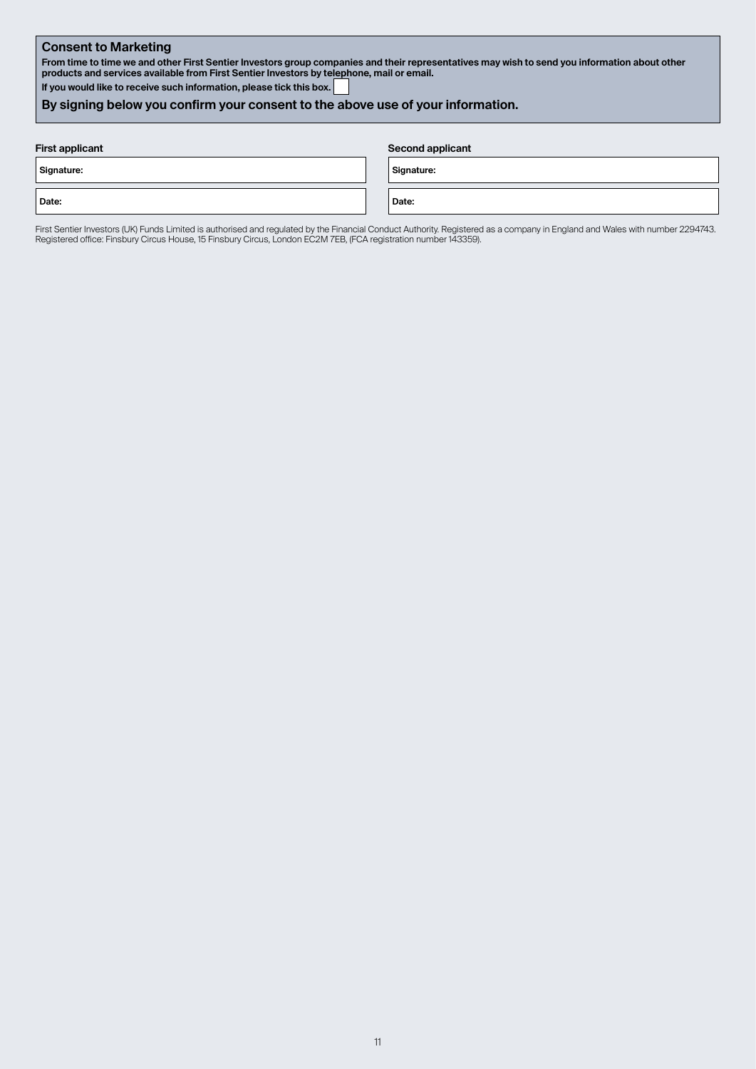## Consent to Marketing

**From time to time we and other First Sentier Investors group companies and their representatives may wish to send you information about other products and services available from First Sentier Investors by telephone, mail or email.**

**If you would like to receive such information, please tick this box.** ☐

**By signing below you confirm your consent to the above use of your information.**

| First applicant | Second applicant |
| --- | --- |
| Signature: | Signature: |
| Date: | Date: |

First Sentier Investors (UK) Funds Limited is authorised and regulated by the Financial Conduct Authority. Registered as a company in England and Wales with number 2294743. Registered office: Finsbury Circus House, 15 Finsbury Circus, London EC2M 7EB, (FCA registration number 143359).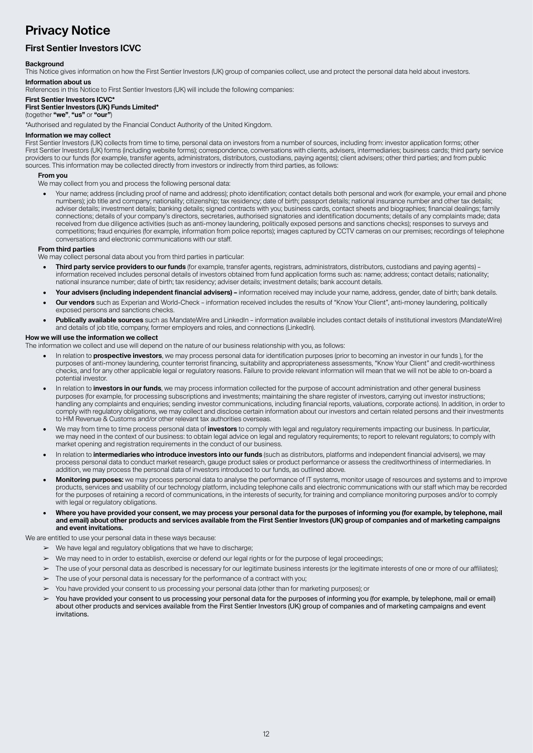# Privacy Notice

## First Sentier Investors ICVC

**Background**

This Notice gives information on how the First Sentier Investors (UK) group of companies collect, use and protect the personal data held about investors.

**Information about us**

References in this Notice to First Sentier Investors (UK) will include the following companies:

**First Sentier Investors ICVC***
**First Sentier Investors (UK) Funds Limited***
(together **"we"**, **"us"** or **"our"**)

*Authorised and regulated by the Financial Conduct Authority of the United Kingdom.

**Information we may collect**

First Sentier Investors (UK) collects from time to time, personal data on investors from a number of sources, including from: investor application forms; other First Sentier Investors (UK) forms (including website forms); correspondence, conversations with clients, advisers, intermediaries; business cards; third party service providers to our funds (for example, transfer agents, administrators, distributors, custodians, paying agents); client advisers; other third parties; and from public sources. This information may be collected directly from investors or indirectly from third parties, as follows:

**From you**

We may collect from you and process the following personal data:

- Your name; address (including proof of name and address); photo identification; contact details both personal and work (for example, your email and phone numbers); job title and company; nationality; citizenship; tax residency; date of birth; passport details; national insurance number and other tax details; adviser details; investment details; banking details; signed contracts with you; business cards, contact sheets and biographies; financial dealings; family connections; details of your company's directors, secretaries, authorised signatories and identification documents; details of any complaints made; data received from due diligence activities (such as anti-money laundering, politically exposed persons and sanctions checks); responses to surveys and competitions; fraud enquiries (for example, information from police reports); images captured by CCTV cameras on our premises; recordings of telephone conversations and electronic communications with our staff.

**From third parties**

We may collect personal data about you from third parties in particular:

- **Third party service providers to our funds** (for example, transfer agents, registrars, administrators, distributors, custodians and paying agents) – information received includes personal details of investors obtained from fund application forms such as: name; address; contact details; nationality; national insurance number; date of birth; tax residency; adviser details; investment details; bank account details.
- **Your advisers (including independent financial advisers) –** information received may include your name, address, gender, date of birth; bank details.
- **Our vendors** such as Experian and World-Check – information received includes the results of "Know Your Client", anti-money laundering, politically exposed persons and sanctions checks.
- **Publically available sources** such as MandateWire and LinkedIn – information available includes contact details of institutional investors (MandateWire) and details of job title, company, former employers and roles, and connections (LinkedIn).

**How we will use the information we collect**

The information we collect and use will depend on the nature of our business relationship with you, as follows:

- In relation to **prospective investors**, we may process personal data for identification purposes (prior to becoming an investor in our funds ), for the purposes of anti-money laundering, counter terrorist financing, suitability and appropriateness assessments, "Know Your Client" and credit-worthiness checks, and for any other applicable legal or regulatory reasons. Failure to provide relevant information will mean that we will not be able to on-board a potential investor.
- In relation to **investors in our funds**, we may process information collected for the purpose of account administration and other general business purposes (for example, for processing subscriptions and investments; maintaining the share register of investors, carrying out investor instructions; handling any complaints and enquiries; sending investor communications, including financial reports, valuations, corporate actions). In addition, in order to comply with regulatory obligations, we may collect and disclose certain information about our investors and certain related persons and their investments to HM Revenue & Customs and/or other relevant tax authorities overseas.
- We may from time to time process personal data of **investors** to comply with legal and regulatory requirements impacting our business. In particular, we may need in the context of our business: to obtain legal advice on legal and regulatory requirements; to report to relevant regulators; to comply with market opening and registration requirements in the conduct of our business.
- In relation to **intermediaries who introduce investors into our funds** (such as distributors, platforms and independent financial advisers), we may process personal data to conduct market research, gauge product sales or product performance or assess the creditworthiness of intermediaries. In addition, we may process the personal data of investors introduced to our funds, as outlined above.
- **Monitoring purposes:** we may process personal data to analyse the performance of IT systems, monitor usage of resources and systems and to improve products, services and usability of our technology platform, including telephone calls and electronic communications with our staff which may be recorded for the purposes of retaining a record of communications, in the interests of security, for training and compliance monitoring purposes and/or to comply with legal or regulatory obligations.
- **Where you have provided your consent, we may process your personal data for the purposes of informing you (for example, by telephone, mail and email) about other products and services available from the First Sentier Investors (UK) group of companies and of marketing campaigns and event invitations.**

We are entitled to use your personal data in these ways because:

- We have legal and regulatory obligations that we have to discharge;
- We may need to in order to establish, exercise or defend our legal rights or for the purpose of legal proceedings;
- The use of your personal data as described is necessary for our legitimate business interests (or the legitimate interests of one or more of our affiliates);
- The use of your personal data is necessary for the performance of a contract with you;
- You have provided your consent to us processing your personal data (other than for marketing purposes); or
- You have provided your consent to us processing your personal data for the purposes of informing you (for example, by telephone, mail or email) about other products and services available from the First Sentier Investors (UK) group of companies and of marketing campaigns and event invitations.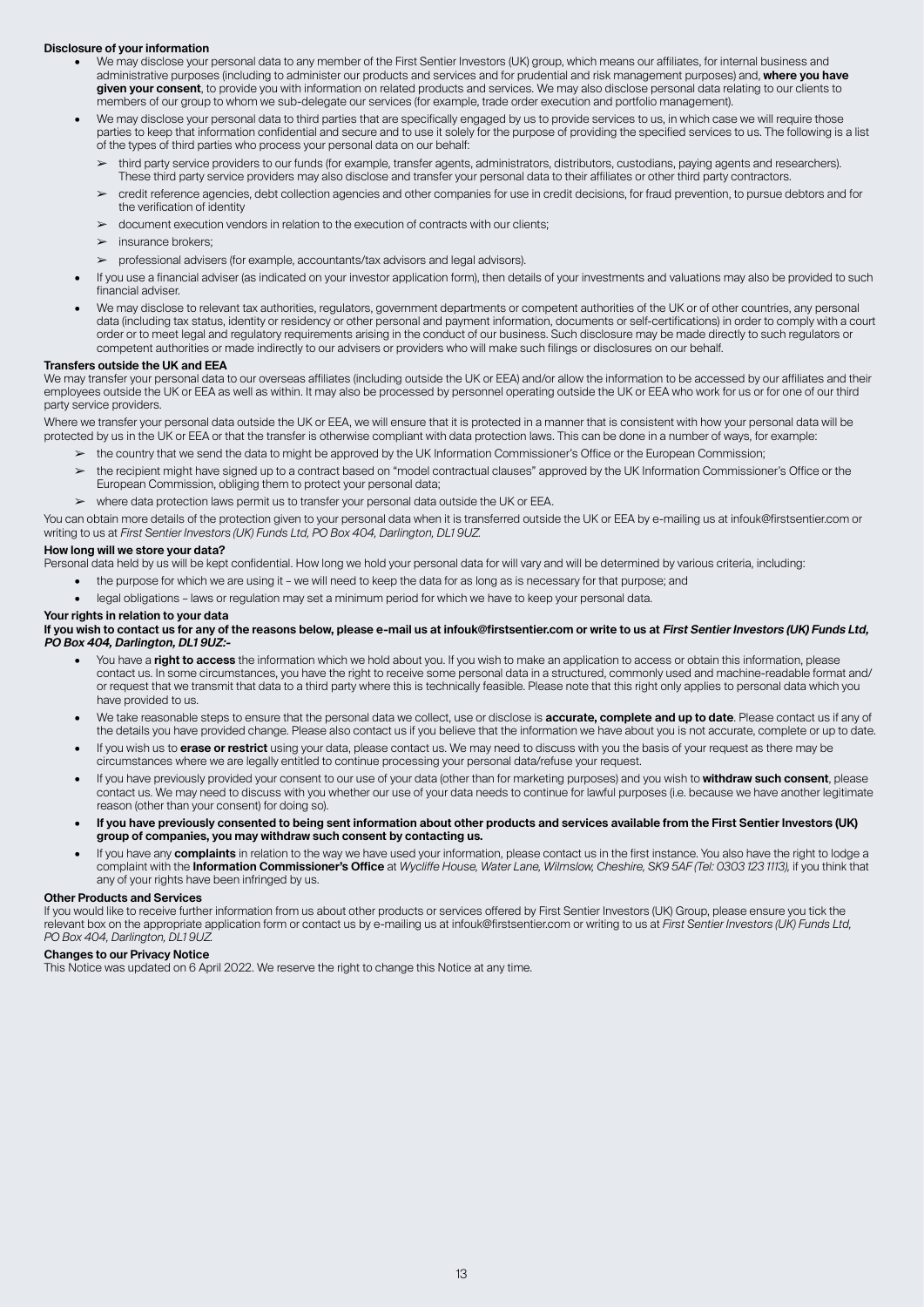**Disclosure of your information**

- We may disclose your personal data to any member of the First Sentier Investors (UK) group, which means our affiliates, for internal business and administrative purposes (including to administer our products and services and for prudential and risk management purposes) and, **where you have given your consent**, to provide you with information on related products and services. We may also disclose personal data relating to our clients to members of our group to whom we sub-delegate our services (for example, trade order execution and portfolio management).
- We may disclose your personal data to third parties that are specifically engaged by us to provide services to us, in which case we will require those parties to keep that information confidential and secure and to use it solely for the purpose of providing the specified services to us. The following is a list of the types of third parties who process your personal data on our behalf:
  - third party service providers to our funds (for example, transfer agents, administrators, distributors, custodians, paying agents and researchers). These third party service providers may also disclose and transfer your personal data to their affiliates or other third party contractors.
  - credit reference agencies, debt collection agencies and other companies for use in credit decisions, for fraud prevention, to pursue debtors and for the verification of identity
  - document execution vendors in relation to the execution of contracts with our clients;
  - insurance brokers;
  - professional advisers (for example, accountants/tax advisors and legal advisors).
- If you use a financial adviser (as indicated on your investor application form), then details of your investments and valuations may also be provided to such financial adviser.
- We may disclose to relevant tax authorities, regulators, government departments or competent authorities of the UK or of other countries, any personal data (including tax status, identity or residency or other personal and payment information, documents or self-certifications) in order to comply with a court order or to meet legal and regulatory requirements arising in the conduct of our business. Such disclosure may be made directly to such regulators or competent authorities or made indirectly to our advisers or providers who will make such filings or disclosures on our behalf.

**Transfers outside the UK and EEA**

We may transfer your personal data to our overseas affiliates (including outside the UK or EEA) and/or allow the information to be accessed by our affiliates and their employees outside the UK or EEA as well as within. It may also be processed by personnel operating outside the UK or EEA who work for us or for one of our third party service providers.

Where we transfer your personal data outside the UK or EEA, we will ensure that it is protected in a manner that is consistent with how your personal data will be protected by us in the UK or EEA or that the transfer is otherwise compliant with data protection laws. This can be done in a number of ways, for example:

- the country that we send the data to might be approved by the UK Information Commissioner's Office or the European Commission;
- the recipient might have signed up to a contract based on "model contractual clauses" approved by the UK Information Commissioner's Office or the European Commission, obliging them to protect your personal data;
- where data protection laws permit us to transfer your personal data outside the UK or EEA.

You can obtain more details of the protection given to your personal data when it is transferred outside the UK or EEA by e-mailing us at infouk@firstsentier.com or writing to us at *First Sentier Investors (UK) Funds Ltd, PO Box 404, Darlington, DL1 9UZ.*

**How long will we store your data?**

Personal data held by us will be kept confidential. How long we hold your personal data for will vary and will be determined by various criteria, including:

- the purpose for which we are using it – we will need to keep the data for as long as is necessary for that purpose; and
- legal obligations – laws or regulation may set a minimum period for which we have to keep your personal data.

**Your rights in relation to your data**

**If you wish to contact us for any of the reasons below, please e-mail us at infouk@firstsentier.com or write to us at *First Sentier Investors (UK) Funds Ltd, PO Box 404, Darlington, DL1 9UZ:-***

- You have a **right to access** the information which we hold about you. If you wish to make an application to access or obtain this information, please contact us. In some circumstances, you have the right to receive some personal data in a structured, commonly used and machine-readable format and/or request that we transmit that data to a third party where this is technically feasible. Please note that this right only applies to personal data which you have provided to us.
- We take reasonable steps to ensure that the personal data we collect, use or disclose is **accurate, complete and up to date**. Please contact us if any of the details you have provided change. Please also contact us if you believe that the information we have about you is not accurate, complete or up to date.
- If you wish us to **erase or restrict** using your data, please contact us. We may need to discuss with you the basis of your request as there may be circumstances where we are legally entitled to continue processing your personal data/refuse your request.
- If you have previously provided your consent to our use of your data (other than for marketing purposes) and you wish to **withdraw such consent**, please contact us. We may need to discuss with you whether our use of your data needs to continue for lawful purposes (i.e. because we have another legitimate reason (other than your consent) for doing so).
- **If you have previously consented to being sent information about other products and services available from the First Sentier Investors (UK) group of companies, you may withdraw such consent by contacting us.**
- If you have any **complaints** in relation to the way we have used your information, please contact us in the first instance. You also have the right to lodge a complaint with the **Information Commissioner's Office** at *Wycliffe House, Water Lane, Wilmslow, Cheshire, SK9 5AF (Tel: 0303 123 1113),* if you think that any of your rights have been infringed by us.

**Other Products and Services**

If you would like to receive further information from us about other products or services offered by First Sentier Investors (UK) Group, please ensure you tick the relevant box on the appropriate application form or contact us by e-mailing us at infouk@firstsentier.com or writing to us at *First Sentier Investors (UK) Funds Ltd, PO Box 404, Darlington, DL1 9UZ.*

**Changes to our Privacy Notice**

This Notice was updated on 6 April 2022. We reserve the right to change this Notice at any time.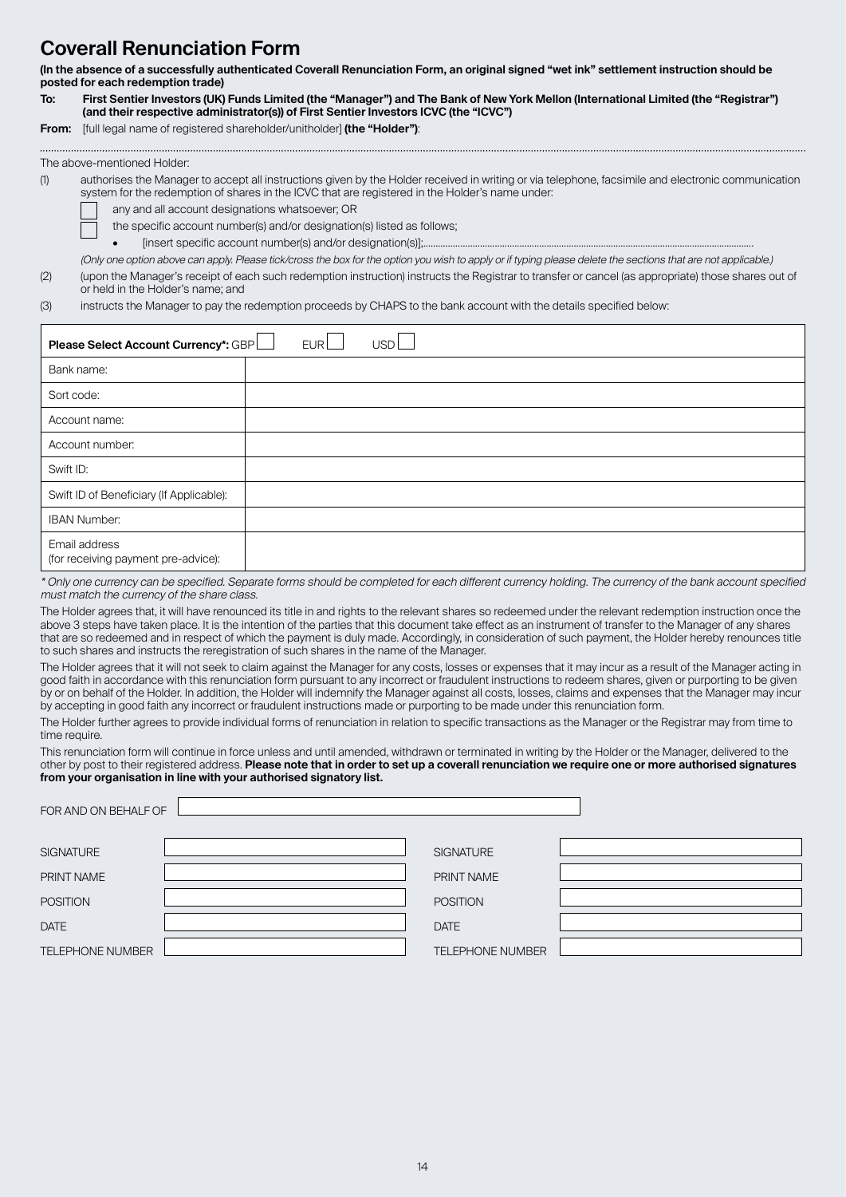# Coverall Renunciation Form

**(In the absence of a successfully authenticated Coverall Renunciation Form, an original signed "wet ink" settlement instruction should be posted for each redemption trade)**

**To: First Sentier Investors (UK) Funds Limited (the "Manager") and The Bank of New York Mellon (International Limited (the "Registrar") (and their respective administrator(s)) of First Sentier Investors ICVC (the "ICVC")**

**From:** [full legal name of registered shareholder/unitholder] **(the "Holder")**:

..........................................................................................................................................................................................................................................

The above-mentioned Holder:

(1) authorises the Manager to accept all instructions given by the Holder received in writing or via telephone, facsimile and electronic communication system for the redemption of shares in the ICVC that are registered in the Holder's name under:

☐ any and all account designations whatsoever; OR

☐ the specific account number(s) and/or designation(s) listed as follows;

- [insert specific account number(s) and/or designation(s)];..........................................................................................................................................

*(Only one option above can apply. Please tick/cross the box for the option you wish to apply or if typing please delete the sections that are not applicable.)*

(2) (upon the Manager's receipt of each such redemption instruction) instructs the Registrar to transfer or cancel (as appropriate) those shares out of or held in the Holder's name; and

(3) instructs the Manager to pay the redemption proceeds by CHAPS to the bank account with the details specified below:

| **Please Select Account Currency\*:** GBP ☐ EUR ☐ USD ☐ | |
|---|---|
| Bank name: | |
| Sort code: | |
| Account name: | |
| Account number: | |
| Swift ID: | |
| Swift ID of Beneficiary (If Applicable): | |
| IBAN Number: | |
| Email address (for receiving payment pre-advice): | |

*\* Only one currency can be specified. Separate forms should be completed for each different currency holding. The currency of the bank account specified must match the currency of the share class.*

The Holder agrees that, it will have renounced its title in and rights to the relevant shares so redeemed under the relevant redemption instruction once the above 3 steps have taken place. It is the intention of the parties that this document take effect as an instrument of transfer to the Manager of any shares that are so redeemed and in respect of which the payment is duly made. Accordingly, in consideration of such payment, the Holder hereby renounces title to such shares and instructs the reregistration of such shares in the name of the Manager.

The Holder agrees that it will not seek to claim against the Manager for any costs, losses or expenses that it may incur as a result of the Manager acting in good faith in accordance with this renunciation form pursuant to any incorrect or fraudulent instructions to redeem shares, given or purporting to be given by or on behalf of the Holder. In addition, the Holder will indemnify the Manager against all costs, losses, claims and expenses that the Manager may incur by accepting in good faith any incorrect or fraudulent instructions made or purporting to be made under this renunciation form.

The Holder further agrees to provide individual forms of renunciation in relation to specific transactions as the Manager or the Registrar may from time to time require.

This renunciation form will continue in force unless and until amended, withdrawn or terminated in writing by the Holder or the Manager, delivered to the other by post to their registered address. **Please note that in order to set up a coverall renunciation we require one or more authorised signatures from your organisation in line with your authorised signatory list.**

FOR AND ON BEHALF OF

| | | | |
|---|---|---|---|
| SIGNATURE | | SIGNATURE | |
| PRINT NAME | | PRINT NAME | |
| POSITION | | POSITION | |
| DATE | | DATE | |
| TELEPHONE NUMBER | | TELEPHONE NUMBER | |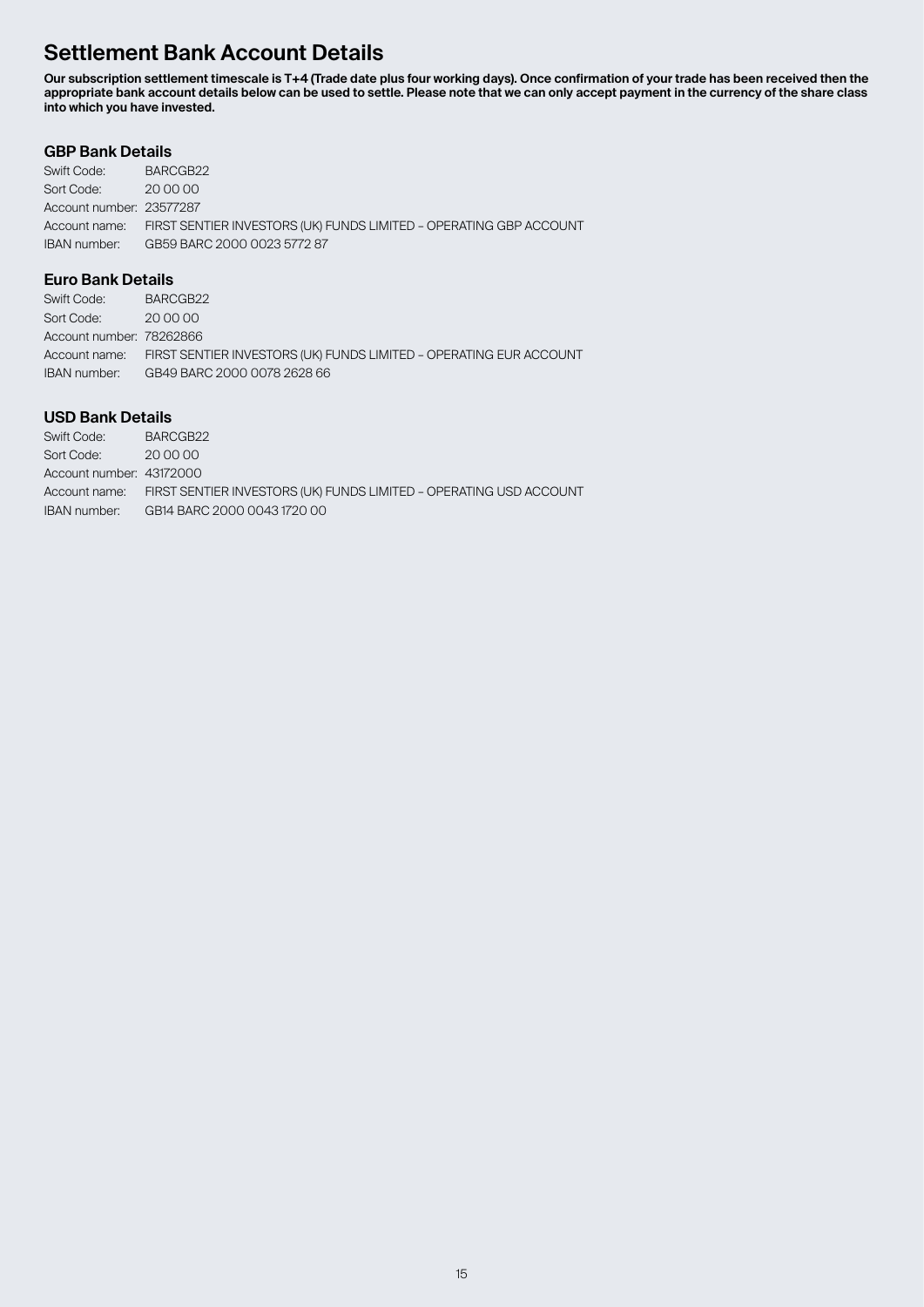# Settlement Bank Account Details

**Our subscription settlement timescale is T+4 (Trade date plus four working days). Once confirmation of your trade has been received then the appropriate bank account details below can be used to settle. Please note that we can only accept payment in the currency of the share class into which you have invested.**

### GBP Bank Details

Swift Code: BARCGB22
Sort Code: 20 00 00
Account number: 23577287
Account name: FIRST SENTIER INVESTORS (UK) FUNDS LIMITED – OPERATING GBP ACCOUNT
IBAN number: GB59 BARC 2000 0023 5772 87

### Euro Bank Details

Swift Code: BARCGB22
Sort Code: 20 00 00
Account number: 78262866
Account name: FIRST SENTIER INVESTORS (UK) FUNDS LIMITED – OPERATING EUR ACCOUNT
IBAN number: GB49 BARC 2000 0078 2628 66

### USD Bank Details

Swift Code: BARCGB22
Sort Code: 20 00 00
Account number: 43172000
Account name: FIRST SENTIER INVESTORS (UK) FUNDS LIMITED – OPERATING USD ACCOUNT
IBAN number: GB14 BARC 2000 0043 1720 00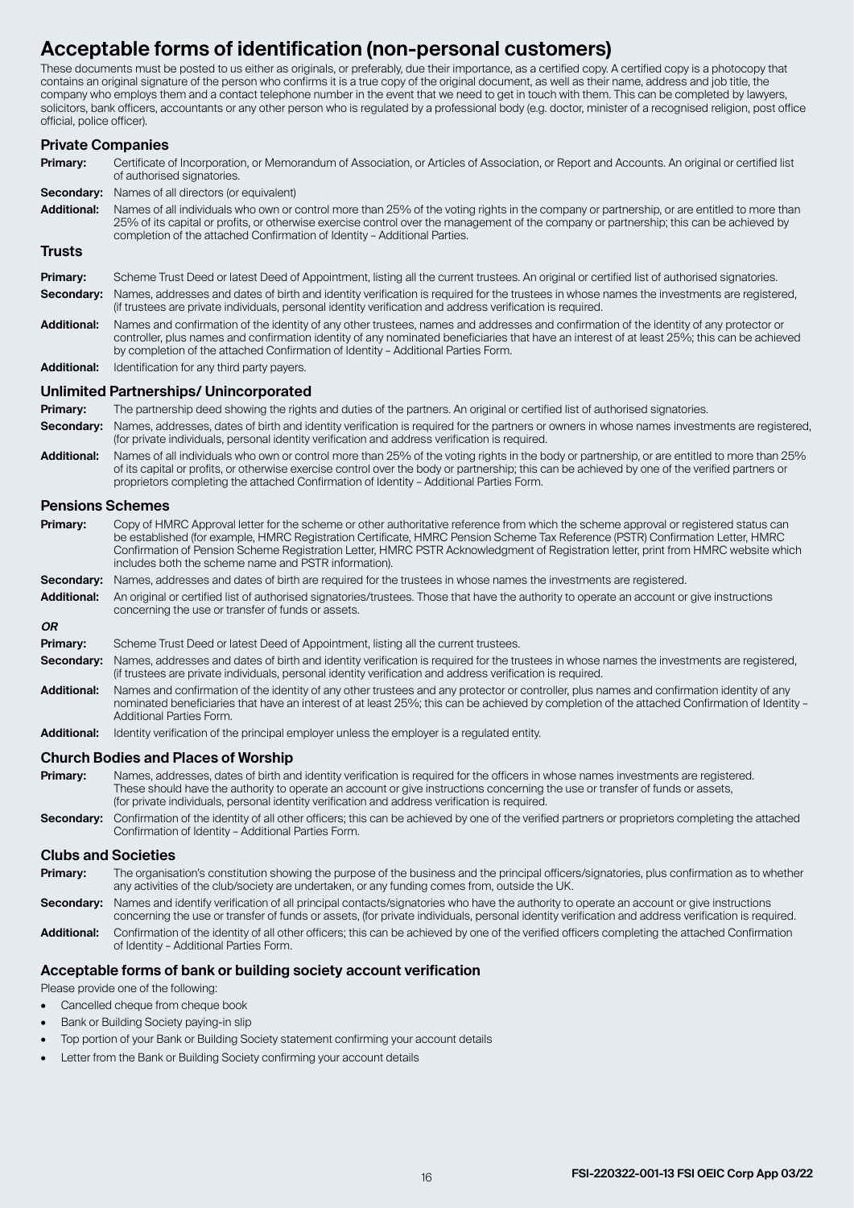# Acceptable forms of identification (non-personal customers)

These documents must be posted to us either as originals, or preferably, due their importance, as a certified copy. A certified copy is a photocopy that contains an original signature of the person who confirms it is a true copy of the original document, as well as their name, address and job title, the company who employs them and a contact telephone number in the event that we need to get in touch with them. This can be completed by lawyers, solicitors, bank officers, accountants or any other person who is regulated by a professional body (e.g. doctor, minister of a recognised religion, post office official, police officer).

## Private Companies

**Primary:** Certificate of Incorporation, or Memorandum of Association, or Articles of Association, or Report and Accounts. An original or certified list of authorised signatories.

**Secondary:** Names of all directors (or equivalent)

**Additional:** Names of all individuals who own or control more than 25% of the voting rights in the company or partnership, or are entitled to more than 25% of its capital or profits, or otherwise exercise control over the management of the company or partnership; this can be achieved by completion of the attached Confirmation of Identity – Additional Parties.

## Trusts

**Primary:** Scheme Trust Deed or latest Deed of Appointment, listing all the current trustees. An original or certified list of authorised signatories.

**Secondary:** Names, addresses and dates of birth and identity verification is required for the trustees in whose names the investments are registered, (if trustees are private individuals, personal identity verification and address verification is required.

**Additional:** Names and confirmation of the identity of any other trustees, names and addresses and confirmation of the identity of any protector or controller, plus names and confirmation identity of any nominated beneficiaries that have an interest of at least 25%; this can be achieved by completion of the attached Confirmation of Identity – Additional Parties Form.

**Additional:** Identification for any third party payers.

## Unlimited Partnerships/ Unincorporated

**Primary:** The partnership deed showing the rights and duties of the partners. An original or certified list of authorised signatories.

**Secondary:** Names, addresses, dates of birth and identity verification is required for the partners or owners in whose names investments are registered, (for private individuals, personal identity verification and address verification is required.

**Additional:** Names of all individuals who own or control more than 25% of the voting rights in the body or partnership, or are entitled to more than 25% of its capital or profits, or otherwise exercise control over the body or partnership; this can be achieved by one of the verified partners or proprietors completing the attached Confirmation of Identity – Additional Parties Form.

## Pensions Schemes

**Primary:** Copy of HMRC Approval letter for the scheme or other authoritative reference from which the scheme approval or registered status can be established (for example, HMRC Registration Certificate, HMRC Pension Scheme Tax Reference (PSTR) Confirmation Letter, HMRC Confirmation of Pension Scheme Registration Letter, HMRC PSTR Acknowledgment of Registration letter, print from HMRC website which includes both the scheme name and PSTR information).

**Secondary:** Names, addresses and dates of birth are required for the trustees in whose names the investments are registered.

**Additional:** An original or certified list of authorised signatories/trustees. Those that have the authority to operate an account or give instructions concerning the use or transfer of funds or assets.

*OR*

**Primary:** Scheme Trust Deed or latest Deed of Appointment, listing all the current trustees.

**Secondary:** Names, addresses and dates of birth and identity verification is required for the trustees in whose names the investments are registered, (if trustees are private individuals, personal identity verification and address verification is required.

**Additional:** Names and confirmation of the identity of any other trustees and any protector or controller, plus names and confirmation identity of any nominated beneficiaries that have an interest of at least 25%; this can be achieved by completion of the attached Confirmation of Identity – Additional Parties Form.

**Additional:** Identity verification of the principal employer unless the employer is a regulated entity.

## Church Bodies and Places of Worship

**Primary:** Names, addresses, dates of birth and identity verification is required for the officers in whose names investments are registered. These should have the authority to operate an account or give instructions concerning the use or transfer of funds or assets, (for private individuals, personal identity verification and address verification is required.

**Secondary:** Confirmation of the identity of all other officers; this can be achieved by one of the verified partners or proprietors completing the attached Confirmation of Identity – Additional Parties Form.

## Clubs and Societies

**Primary:** The organisation's constitution showing the purpose of the business and the principal officers/signatories, plus confirmation as to whether any activities of the club/society are undertaken, or any funding comes from, outside the UK.

**Secondary:** Names and identify verification of all principal contacts/signatories who have the authority to operate an account or give instructions concerning the use or transfer of funds or assets, (for private individuals, personal identity verification and address verification is required.

**Additional:** Confirmation of the identity of all other officers; this can be achieved by one of the verified officers completing the attached Confirmation of Identity – Additional Parties Form.

## Acceptable forms of bank or building society account verification

Please provide one of the following:

- Cancelled cheque from cheque book
- Bank or Building Society paying-in slip
- Top portion of your Bank or Building Society statement confirming your account details
- Letter from the Bank or Building Society confirming your account details

FSI-220322-001-13 FSI OEIC Corp App 03/22